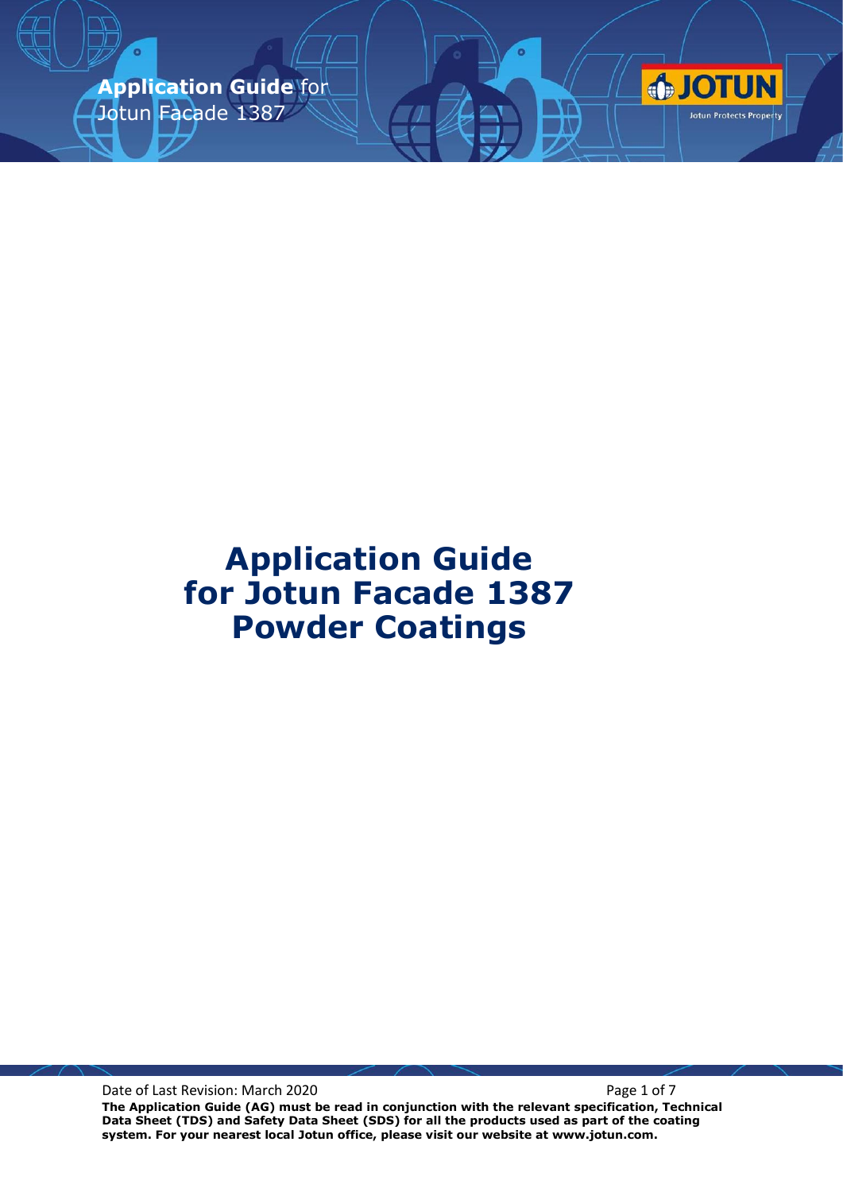# Application Guide for Jotun Facade 1387 Powder Coatings

Date of Last Revision: March 2020

**The Application Guide (AG) must be read in conjunction with the relevant specification, Technical Data Sheet (TDS) and Safety Data Sheet (SDS) for all the products used as part of the coating system. For your nearest local Jotun office, please visit our website at www.jotun.com.**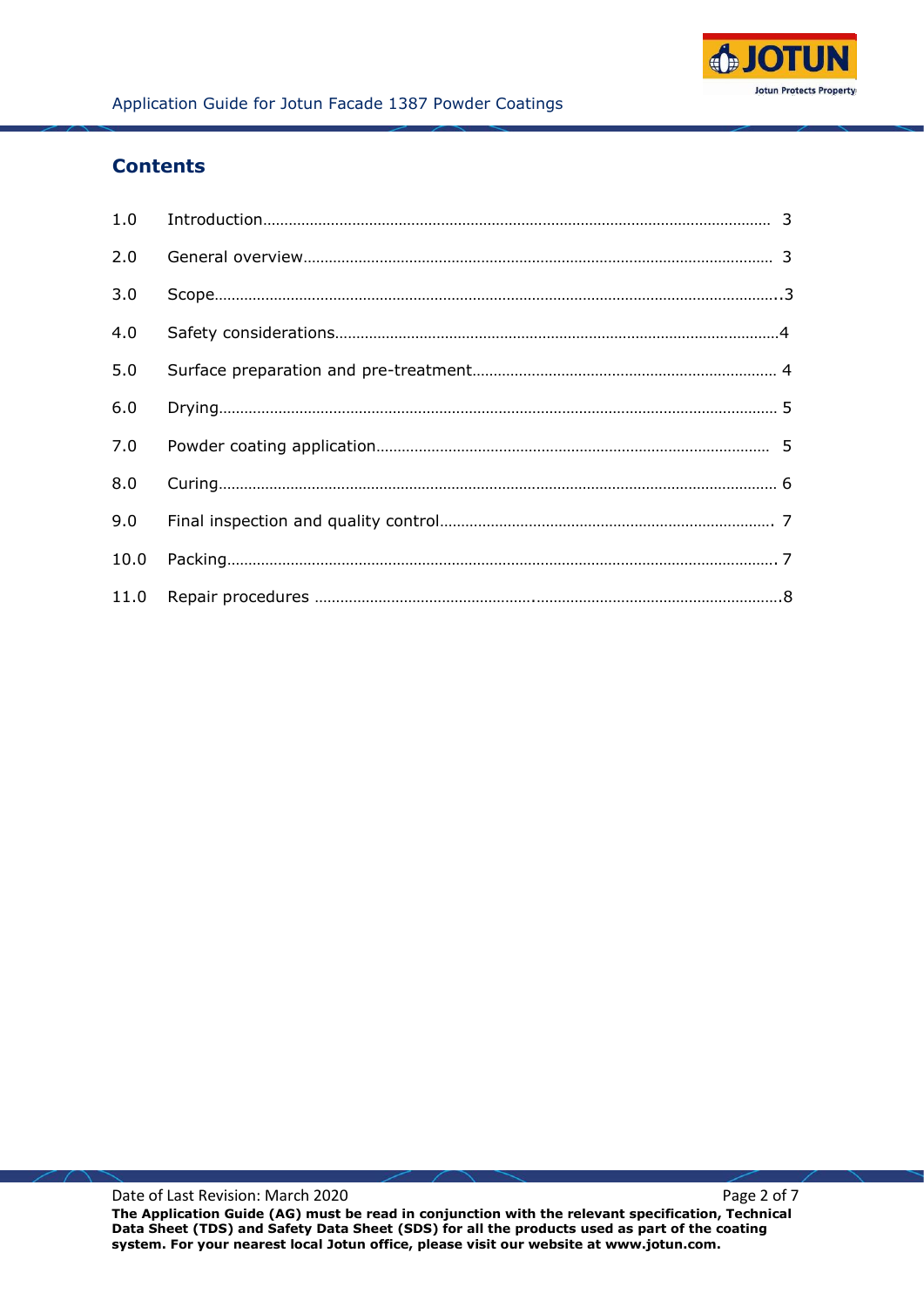## Contents

| | | |
|---|---|---|
| 1.0 | Introduction | 3 |
| 2.0 | General overview | 3 |
| 3.0 | Scope | 3 |
| 4.0 | Safety considerations | 4 |
| 5.0 | Surface preparation and pre-treatment | 4 |
| 6.0 | Drying | 5 |
| 7.0 | Powder coating application | 5 |
| 8.0 | Curing | 6 |
| 9.0 | Final inspection and quality control | 7 |
| 10.0 | Packing | 7 |
| 11.0 | Repair procedures | 8 |

**The Application Guide (AG) must be read in conjunction with the relevant specification, Technical Data Sheet (TDS) and Safety Data Sheet (SDS) for all the products used as part of the coating system. For your nearest local Jotun office, please visit our website at www.jotun.com.**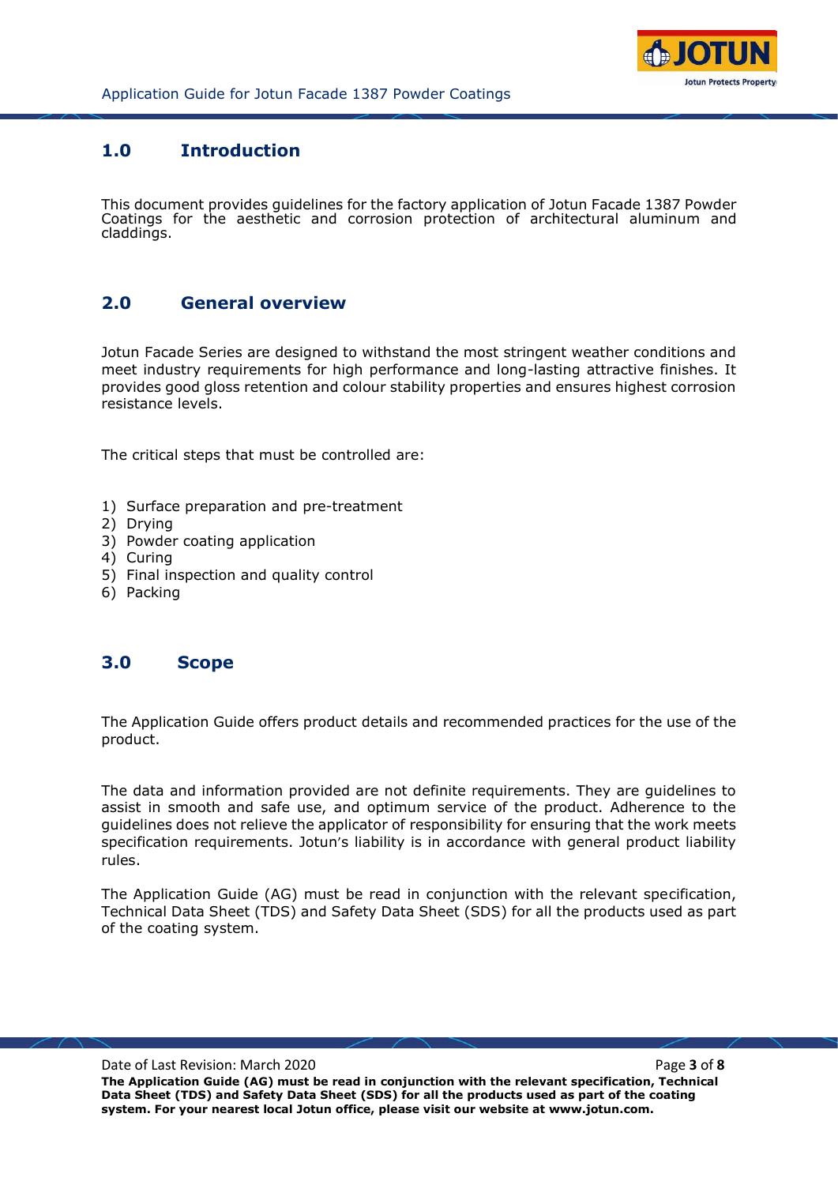## 1.0 Introduction

This document provides guidelines for the factory application of Jotun Facade 1387 Powder Coatings for the aesthetic and corrosion protection of architectural aluminum and claddings.

## 2.0 General overview

Jotun Facade Series are designed to withstand the most stringent weather conditions and meet industry requirements for high performance and long-lasting attractive finishes. It provides good gloss retention and colour stability properties and ensures highest corrosion resistance levels.

The critical steps that must be controlled are:

1) Surface preparation and pre-treatment
2) Drying
3) Powder coating application
4) Curing
5) Final inspection and quality control
6) Packing

## 3.0 Scope

The Application Guide offers product details and recommended practices for the use of the product.

The data and information provided are not definite requirements. They are guidelines to assist in smooth and safe use, and optimum service of the product. Adherence to the guidelines does not relieve the applicator of responsibility for ensuring that the work meets specification requirements. Jotun's liability is in accordance with general product liability rules.

The Application Guide (AG) must be read in conjunction with the relevant specification, Technical Data Sheet (TDS) and Safety Data Sheet (SDS) for all the products used as part of the coating system.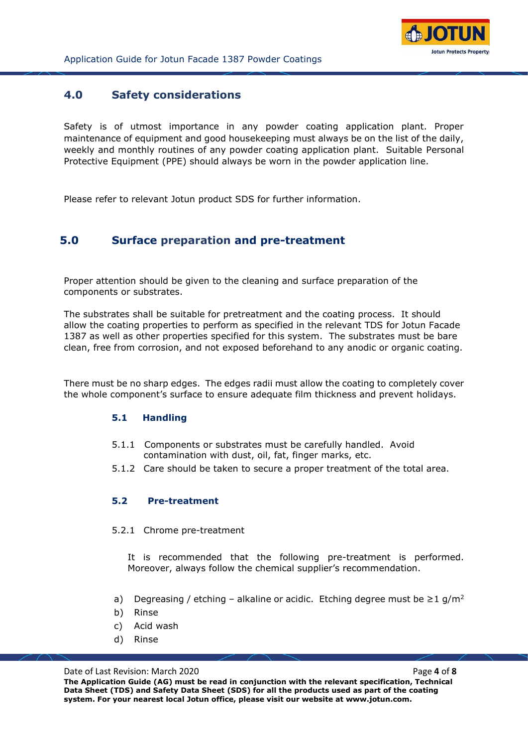## 4.0 Safety considerations

Safety is of utmost importance in any powder coating application plant. Proper maintenance of equipment and good housekeeping must always be on the list of the daily, weekly and monthly routines of any powder coating application plant. Suitable Personal Protective Equipment (PPE) should always be worn in the powder application line.

Please refer to relevant Jotun product SDS for further information.

## 5.0 Surface preparation and pre-treatment

Proper attention should be given to the cleaning and surface preparation of the components or substrates.

The substrates shall be suitable for pretreatment and the coating process. It should allow the coating properties to perform as specified in the relevant TDS for Jotun Facade 1387 as well as other properties specified for this system. The substrates must be bare clean, free from corrosion, and not exposed beforehand to any anodic or organic coating.

There must be no sharp edges. The edges radii must allow the coating to completely cover the whole component's surface to ensure adequate film thickness and prevent holidays.

### 5.1 Handling

5.1.1 Components or substrates must be carefully handled. Avoid contamination with dust, oil, fat, finger marks, etc.

5.1.2 Care should be taken to secure a proper treatment of the total area.

### 5.2 Pre-treatment

5.2.1 Chrome pre-treatment

It is recommended that the following pre-treatment is performed. Moreover, always follow the chemical supplier's recommendation.

a) Degreasing / etching – alkaline or acidic. Etching degree must be ≥1 $g/m^2$
b) Rinse
c) Acid wash
d) Rinse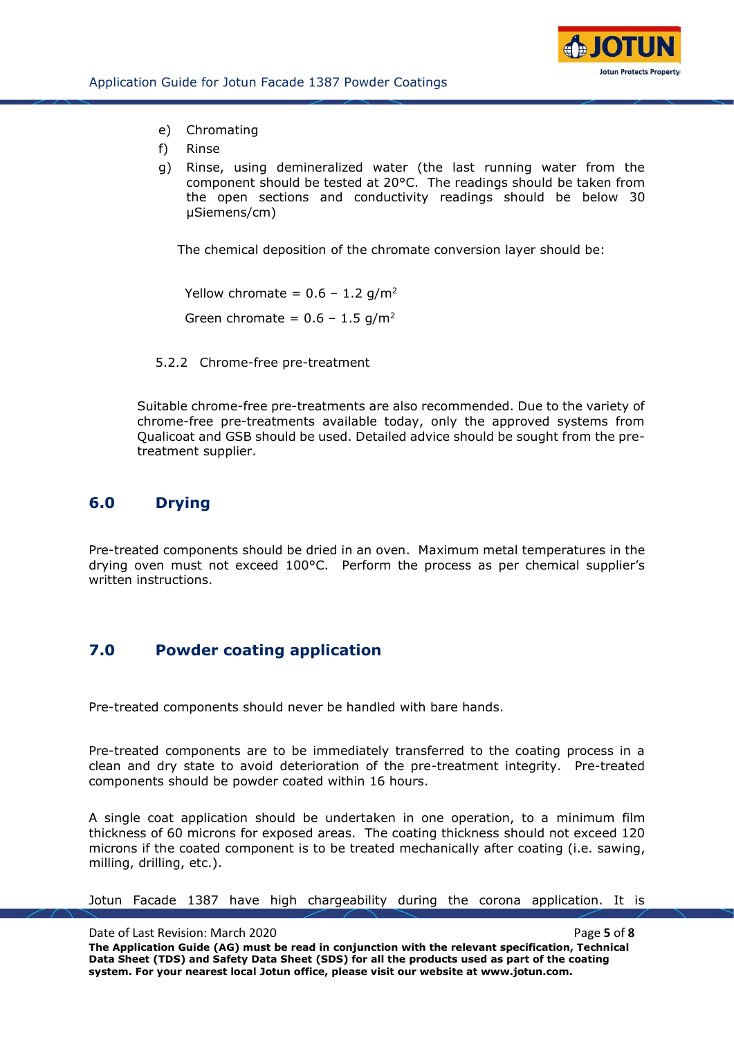e) Chromating
f) Rinse
g) Rinse, using demineralized water (the last running water from the component should be tested at 20°C. The readings should be taken from the open sections and conductivity readings should be below 30 μSiemens/cm)

The chemical deposition of the chromate conversion layer should be:

Yellow chromate = 0.6 – 1.2 g/$m^2$

Green chromate = 0.6 – 1.5 g/$m^2$

### 5.2.2 Chrome-free pre-treatment

Suitable chrome-free pre-treatments are also recommended. Due to the variety of chrome-free pre-treatments available today, only the approved systems from Qualicoat and GSB should be used. Detailed advice should be sought from the pre-treatment supplier.

## 6.0 Drying

Pre-treated components should be dried in an oven. Maximum metal temperatures in the drying oven must not exceed 100°C. Perform the process as per chemical supplier's written instructions.

## 7.0 Powder coating application

Pre-treated components should never be handled with bare hands.

Pre-treated components are to be immediately transferred to the coating process in a clean and dry state to avoid deterioration of the pre-treatment integrity. Pre-treated components should be powder coated within 16 hours.

A single coat application should be undertaken in one operation, to a minimum film thickness of 60 microns for exposed areas. The coating thickness should not exceed 120 microns if the coated component is to be treated mechanically after coating (i.e. sawing, milling, drilling, etc.).

Jotun Facade 1387 have high chargeability during the corona application. It is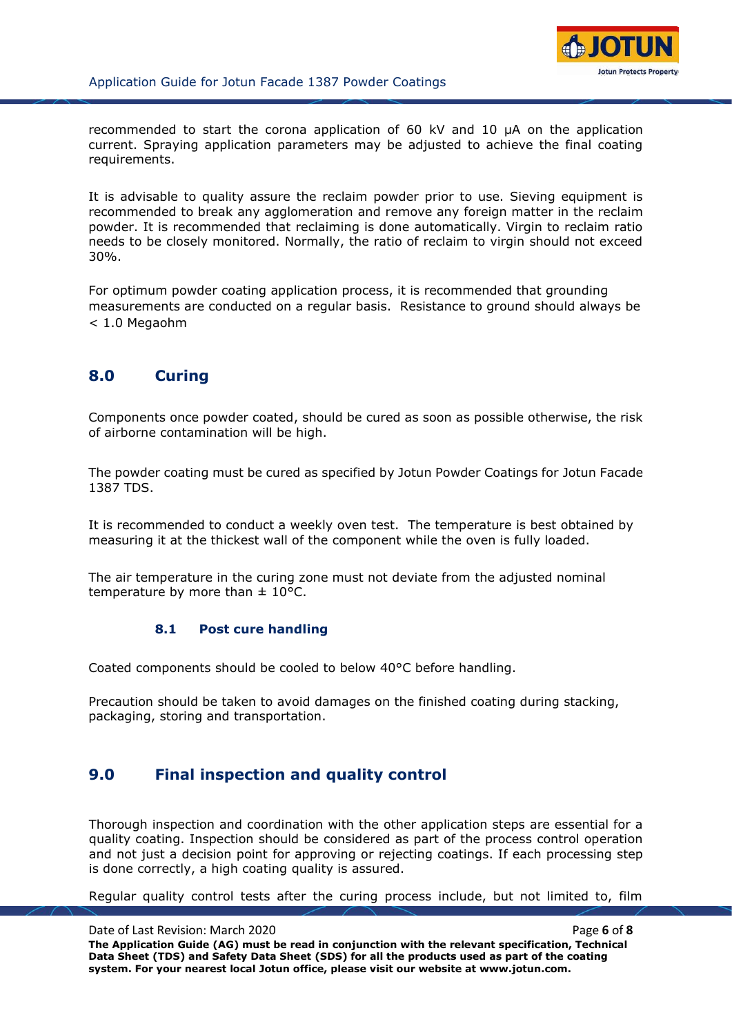recommended to start the corona application of 60 kV and 10 µA on the application current. Spraying application parameters may be adjusted to achieve the final coating requirements.

It is advisable to quality assure the reclaim powder prior to use. Sieving equipment is recommended to break any agglomeration and remove any foreign matter in the reclaim powder. It is recommended that reclaiming is done automatically. Virgin to reclaim ratio needs to be closely monitored. Normally, the ratio of reclaim to virgin should not exceed 30%.

For optimum powder coating application process, it is recommended that grounding measurements are conducted on a regular basis. Resistance to ground should always be < 1.0 Megaohm

## 8.0 Curing

Components once powder coated, should be cured as soon as possible otherwise, the risk of airborne contamination will be high.

The powder coating must be cured as specified by Jotun Powder Coatings for Jotun Facade 1387 TDS.

It is recommended to conduct a weekly oven test. The temperature is best obtained by measuring it at the thickest wall of the component while the oven is fully loaded.

The air temperature in the curing zone must not deviate from the adjusted nominal temperature by more than ± 10°C.

### 8.1 Post cure handling

Coated components should be cooled to below 40°C before handling.

Precaution should be taken to avoid damages on the finished coating during stacking, packaging, storing and transportation.

## 9.0 Final inspection and quality control

Thorough inspection and coordination with the other application steps are essential for a quality coating. Inspection should be considered as part of the process control operation and not just a decision point for approving or rejecting coatings. If each processing step is done correctly, a high coating quality is assured.

Regular quality control tests after the curing process include, but not limited to, film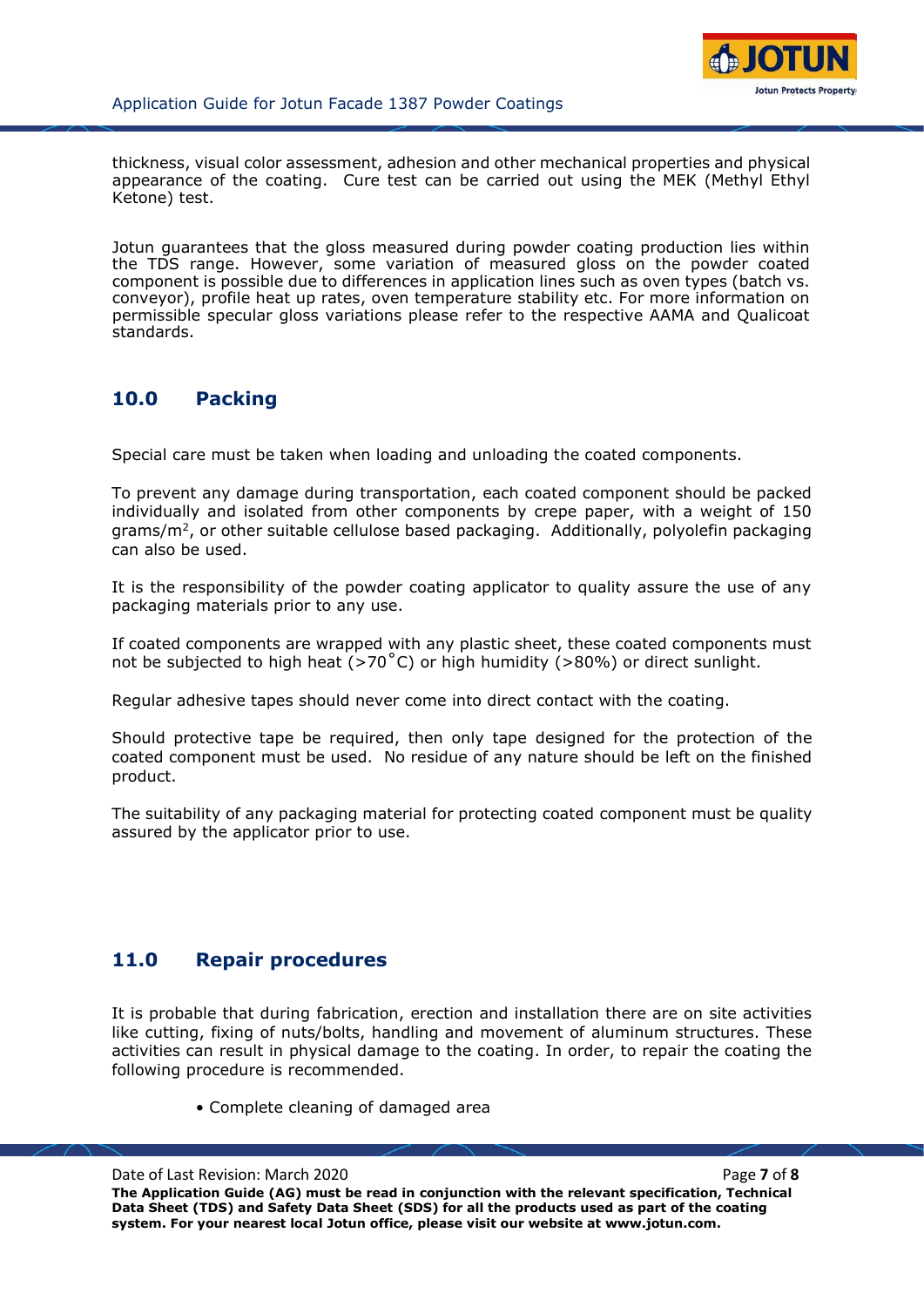thickness, visual color assessment, adhesion and other mechanical properties and physical appearance of the coating. Cure test can be carried out using the MEK (Methyl Ethyl Ketone) test.

Jotun guarantees that the gloss measured during powder coating production lies within the TDS range. However, some variation of measured gloss on the powder coated component is possible due to differences in application lines such as oven types (batch vs. conveyor), profile heat up rates, oven temperature stability etc. For more information on permissible specular gloss variations please refer to the respective AAMA and Qualicoat standards.

## 10.0 Packing

Special care must be taken when loading and unloading the coated components.

To prevent any damage during transportation, each coated component should be packed individually and isolated from other components by crepe paper, with a weight of 150 grams/$m^2$, or other suitable cellulose based packaging. Additionally, polyolefin packaging can also be used.

It is the responsibility of the powder coating applicator to quality assure the use of any packaging materials prior to any use.

If coated components are wrapped with any plastic sheet, these coated components must not be subjected to high heat (>70˚C) or high humidity (>80%) or direct sunlight.

Regular adhesive tapes should never come into direct contact with the coating.

Should protective tape be required, then only tape designed for the protection of the coated component must be used. No residue of any nature should be left on the finished product.

The suitability of any packaging material for protecting coated component must be quality assured by the applicator prior to use.

## 11.0 Repair procedures

It is probable that during fabrication, erection and installation there are on site activities like cutting, fixing of nuts/bolts, handling and movement of aluminum structures. These activities can result in physical damage to the coating. In order, to repair the coating the following procedure is recommended.

- Complete cleaning of damaged area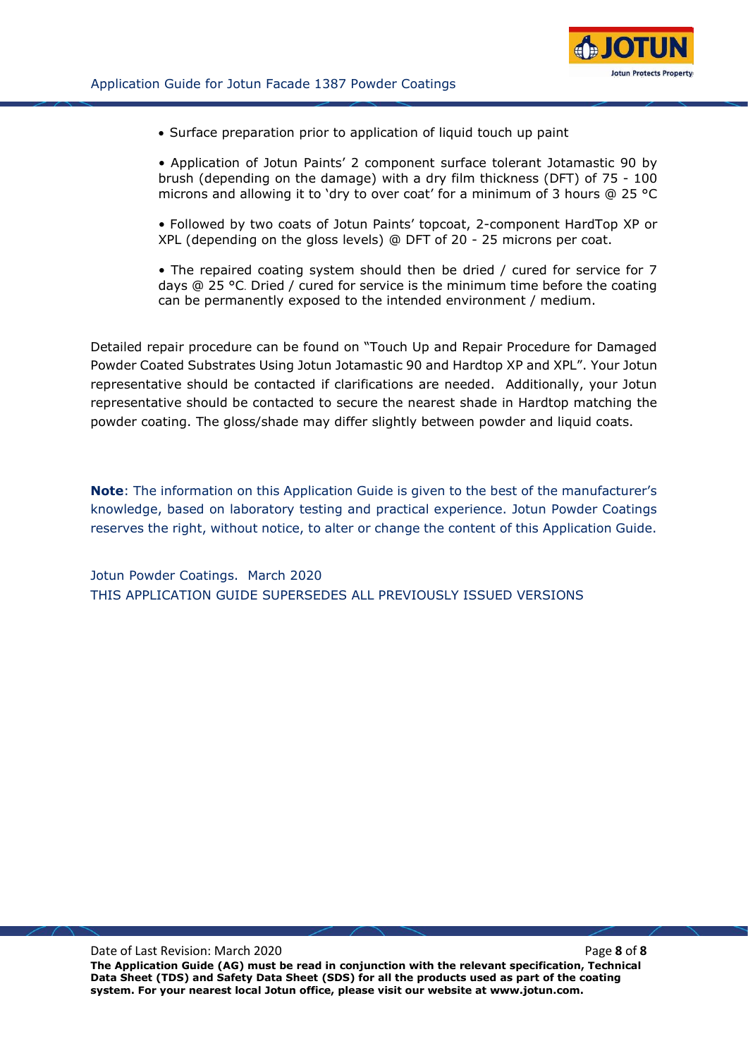- Surface preparation prior to application of liquid touch up paint

- Application of Jotun Paints' 2 component surface tolerant Jotamastic 90 by brush (depending on the damage) with a dry film thickness (DFT) of 75 - 100 microns and allowing it to 'dry to over coat' for a minimum of 3 hours @ 25 °C

- Followed by two coats of Jotun Paints' topcoat, 2-component HardTop XP or XPL (depending on the gloss levels) @ DFT of 20 - 25 microns per coat.

- The repaired coating system should then be dried / cured for service for 7 days @ 25 °C. Dried / cured for service is the minimum time before the coating can be permanently exposed to the intended environment / medium.

Detailed repair procedure can be found on "Touch Up and Repair Procedure for Damaged Powder Coated Substrates Using Jotun Jotamastic 90 and Hardtop XP and XPL". Your Jotun representative should be contacted if clarifications are needed. Additionally, your Jotun representative should be contacted to secure the nearest shade in Hardtop matching the powder coating. The gloss/shade may differ slightly between powder and liquid coats.

**Note**: The information on this Application Guide is given to the best of the manufacturer's knowledge, based on laboratory testing and practical experience. Jotun Powder Coatings reserves the right, without notice, to alter or change the content of this Application Guide.

Jotun Powder Coatings. March 2020
THIS APPLICATION GUIDE SUPERSEDES ALL PREVIOUSLY ISSUED VERSIONS